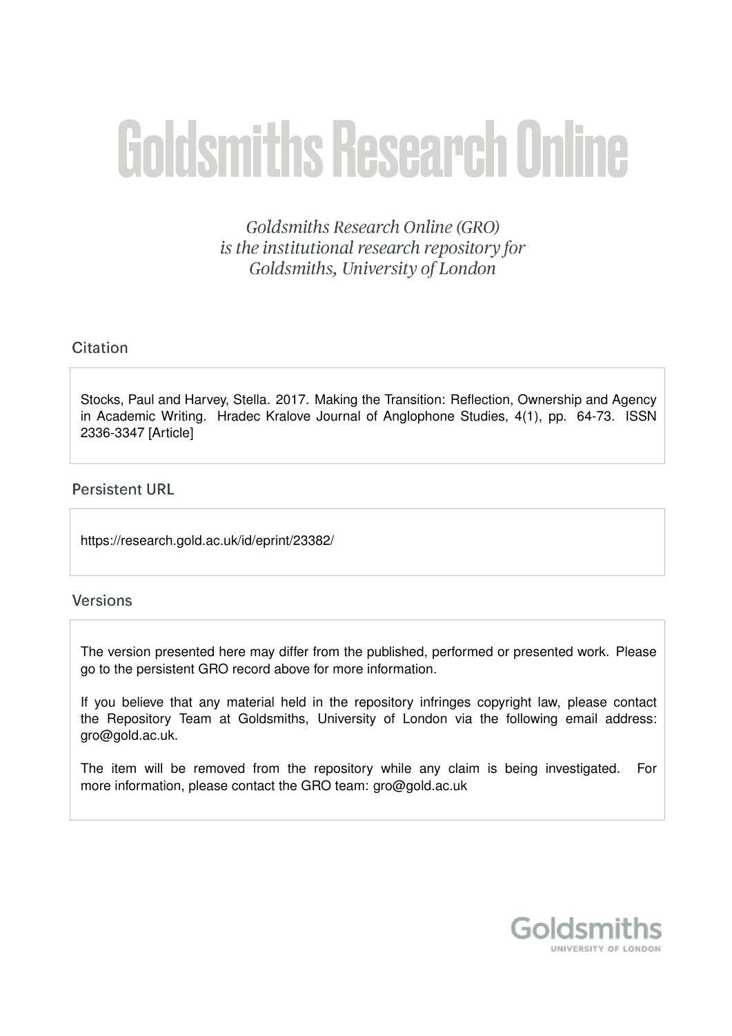# Goldsmiths Research Online

*Goldsmiths Research Online (GRO) is the institutional research repository for Goldsmiths, University of London*

## Citation

Stocks, Paul and Harvey, Stella. 2017. Making the Transition: Reflection, Ownership and Agency in Academic Writing. Hradec Kralove Journal of Anglophone Studies, 4(1), pp. 64-73. ISSN 2336-3347 [Article]

## Persistent URL

https://research.gold.ac.uk/id/eprint/23382/

## Versions

The version presented here may differ from the published, performed or presented work. Please go to the persistent GRO record above for more information.

If you believe that any material held in the repository infringes copyright law, please contact the Repository Team at Goldsmiths, University of London via the following email address: gro@gold.ac.uk.

The item will be removed from the repository while any claim is being investigated. For more information, please contact the GRO team: gro@gold.ac.uk

Goldsmiths
UNIVERSITY OF LONDON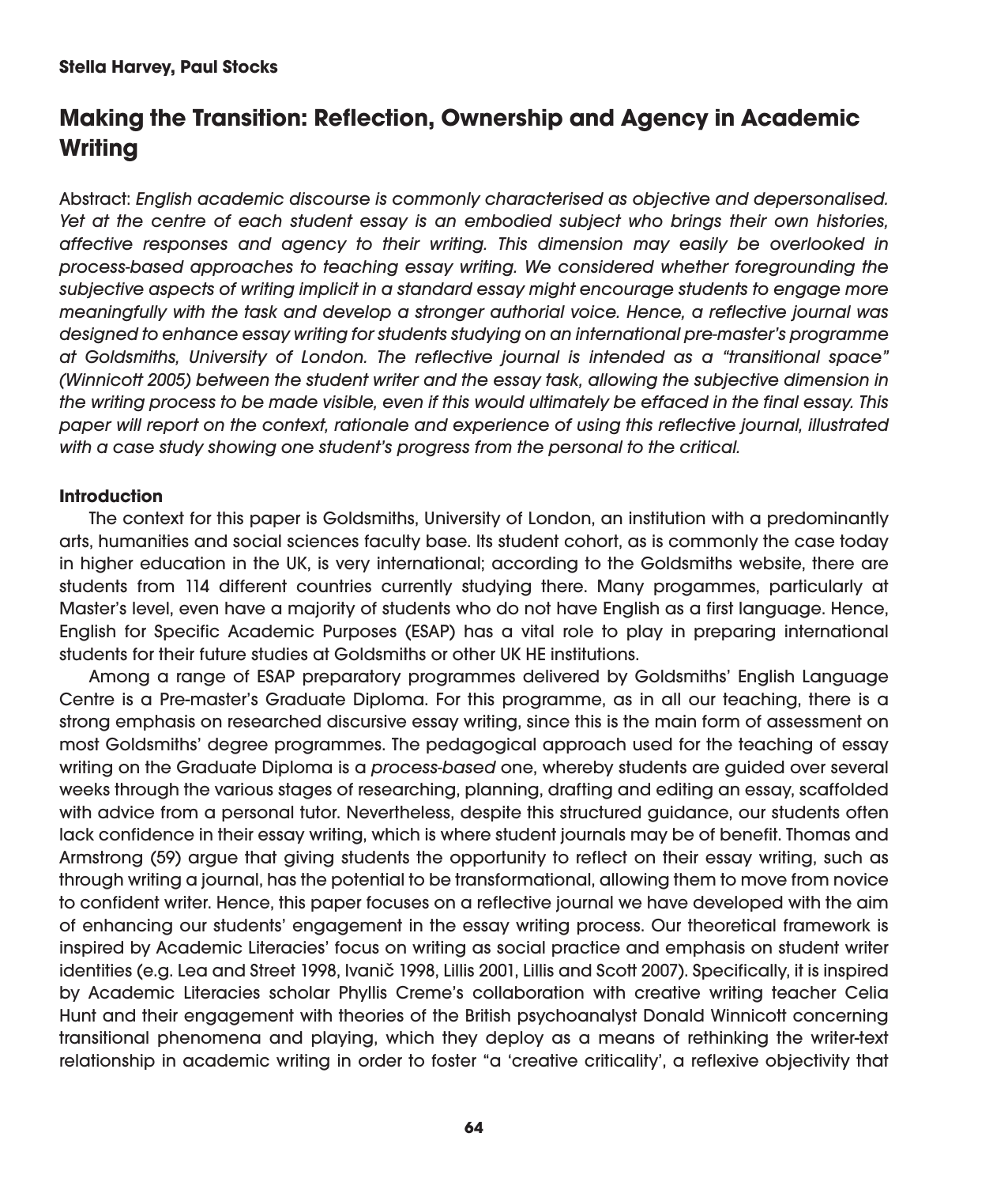**Stella Harvey, Paul Stocks**

# Making the Transition: Reflection, Ownership and Agency in Academic Writing

Abstract: *English academic discourse is commonly characterised as objective and depersonalised. Yet at the centre of each student essay is an embodied subject who brings their own histories, affective responses and agency to their writing. This dimension may easily be overlooked in process-based approaches to teaching essay writing. We considered whether foregrounding the subjective aspects of writing implicit in a standard essay might encourage students to engage more meaningfully with the task and develop a stronger authorial voice. Hence, a reflective journal was designed to enhance essay writing for students studying on an international pre-master's programme at Goldsmiths, University of London. The reflective journal is intended as a "transitional space" (Winnicott 2005) between the student writer and the essay task, allowing the subjective dimension in the writing process to be made visible, even if this would ultimately be effaced in the final essay. This paper will report on the context, rationale and experience of using this reflective journal, illustrated with a case study showing one student's progress from the personal to the critical.*

## Introduction

The context for this paper is Goldsmiths, University of London, an institution with a predominantly arts, humanities and social sciences faculty base. Its student cohort, as is commonly the case today in higher education in the UK, is very international; according to the Goldsmiths website, there are students from 114 different countries currently studying there. Many progammes, particularly at Master's level, even have a majority of students who do not have English as a first language. Hence, English for Specific Academic Purposes (ESAP) has a vital role to play in preparing international students for their future studies at Goldsmiths or other UK HE institutions.

Among a range of ESAP preparatory programmes delivered by Goldsmiths' English Language Centre is a Pre-master's Graduate Diploma. For this programme, as in all our teaching, there is a strong emphasis on researched discursive essay writing, since this is the main form of assessment on most Goldsmiths' degree programmes. The pedagogical approach used for the teaching of essay writing on the Graduate Diploma is a *process-based* one, whereby students are guided over several weeks through the various stages of researching, planning, drafting and editing an essay, scaffolded with advice from a personal tutor. Nevertheless, despite this structured guidance, our students often lack confidence in their essay writing, which is where student journals may be of benefit. Thomas and Armstrong (59) argue that giving students the opportunity to reflect on their essay writing, such as through writing a journal, has the potential to be transformational, allowing them to move from novice to confident writer. Hence, this paper focuses on a reflective journal we have developed with the aim of enhancing our students' engagement in the essay writing process. Our theoretical framework is inspired by Academic Literacies' focus on writing as social practice and emphasis on student writer identities (e.g. Lea and Street 1998, Ivanič 1998, Lillis 2001, Lillis and Scott 2007). Specifically, it is inspired by Academic Literacies scholar Phyllis Creme's collaboration with creative writing teacher Celia Hunt and their engagement with theories of the British psychoanalyst Donald Winnicott concerning transitional phenomena and playing, which they deploy as a means of rethinking the writer-text relationship in academic writing in order to foster "a 'creative criticality', a reflexive objectivity that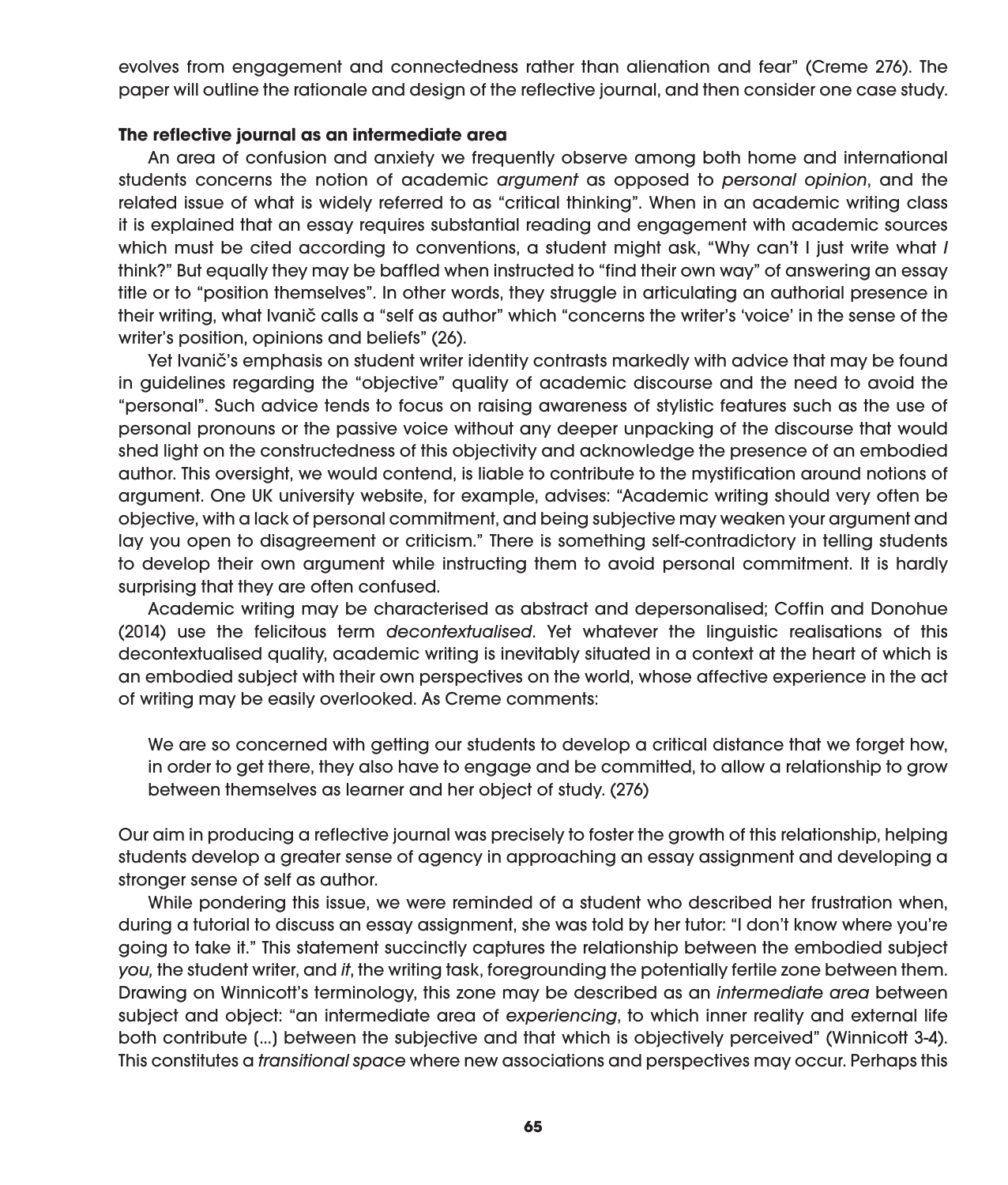evolves from engagement and connectedness rather than alienation and fear" (Creme 276). The paper will outline the rationale and design of the reflective journal, and then consider one case study.

**The reflective journal as an intermediate area**

An area of confusion and anxiety we frequently observe among both home and international students concerns the notion of academic *argument* as opposed to *personal opinion*, and the related issue of what is widely referred to as "critical thinking". When in an academic writing class it is explained that an essay requires substantial reading and engagement with academic sources which must be cited according to conventions, a student might ask, "Why can't I just write what *I* think?" But equally they may be baffled when instructed to "find their own way" of answering an essay title or to "position themselves". In other words, they struggle in articulating an authorial presence in their writing, what Ivanič calls a "self as author" which "concerns the writer's 'voice' in the sense of the writer's position, opinions and beliefs" (26).

Yet Ivanič's emphasis on student writer identity contrasts markedly with advice that may be found in guidelines regarding the "objective" quality of academic discourse and the need to avoid the "personal". Such advice tends to focus on raising awareness of stylistic features such as the use of personal pronouns or the passive voice without any deeper unpacking of the discourse that would shed light on the constructedness of this objectivity and acknowledge the presence of an embodied author. This oversight, we would contend, is liable to contribute to the mystification around notions of argument. One UK university website, for example, advises: "Academic writing should very often be objective, with a lack of personal commitment, and being subjective may weaken your argument and lay you open to disagreement or criticism." There is something self-contradictory in telling students to develop their own argument while instructing them to avoid personal commitment. It is hardly surprising that they are often confused.

Academic writing may be characterised as abstract and depersonalised; Coffin and Donohue (2014) use the felicitous term *decontextualised*. Yet whatever the linguistic realisations of this decontextualised quality, academic writing is inevitably situated in a context at the heart of which is an embodied subject with their own perspectives on the world, whose affective experience in the act of writing may be easily overlooked. As Creme comments:

> We are so concerned with getting our students to develop a critical distance that we forget how, in order to get there, they also have to engage and be committed, to allow a relationship to grow between themselves as learner and her object of study. (276)

Our aim in producing a reflective journal was precisely to foster the growth of this relationship, helping students develop a greater sense of agency in approaching an essay assignment and developing a stronger sense of self as author.

While pondering this issue, we were reminded of a student who described her frustration when, during a tutorial to discuss an essay assignment, she was told by her tutor: "I don't know where you're going to take it." This statement succinctly captures the relationship between the embodied subject *you,* the student writer, and *it*, the writing task, foregrounding the potentially fertile zone between them. Drawing on Winnicott's terminology, this zone may be described as an *intermediate area* between subject and object: "an intermediate area of *experiencing*, to which inner reality and external life both contribute (...) between the subjective and that which is objectively perceived" (Winnicott 3-4). This constitutes a *transitional space* where new associations and perspectives may occur. Perhaps this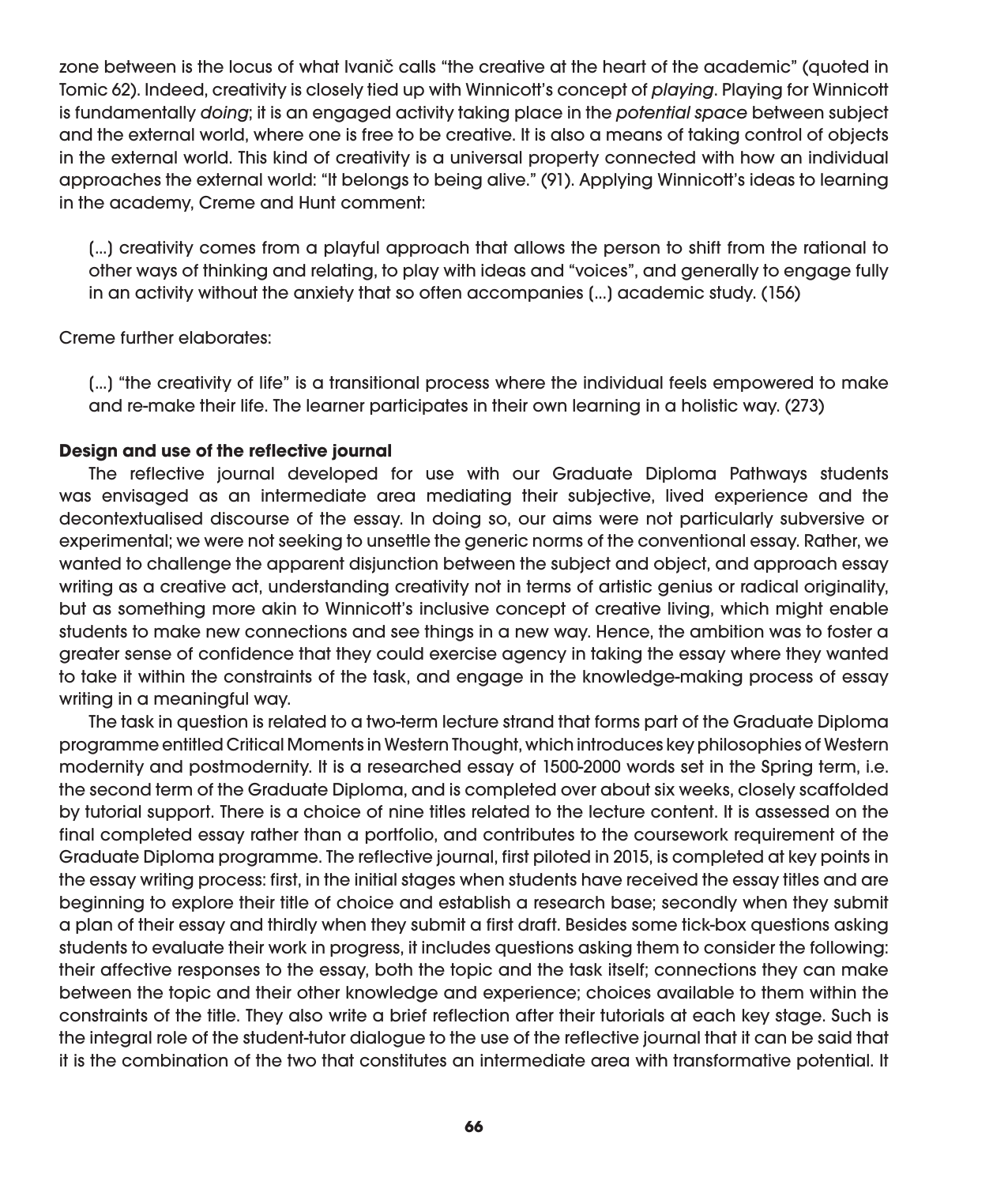zone between is the locus of what Ivanič calls "the creative at the heart of the academic" (quoted in Tomic 62). Indeed, creativity is closely tied up with Winnicott's concept of *playing*. Playing for Winnicott is fundamentally *doing*; it is an engaged activity taking place in the *potential space* between subject and the external world, where one is free to be creative. It is also a means of taking control of objects in the external world. This kind of creativity is a universal property connected with how an individual approaches the external world: "It belongs to being alive." (91). Applying Winnicott's ideas to learning in the academy, Creme and Hunt comment:

> (...) creativity comes from a playful approach that allows the person to shift from the rational to other ways of thinking and relating, to play with ideas and "voices", and generally to engage fully in an activity without the anxiety that so often accompanies (...) academic study. (156)

Creme further elaborates:

> (...) "the creativity of life" is a transitional process where the individual feels empowered to make and re-make their life. The learner participates in their own learning in a holistic way. (273)

**Design and use of the reflective journal**

The reflective journal developed for use with our Graduate Diploma Pathways students was envisaged as an intermediate area mediating their subjective, lived experience and the decontextualised discourse of the essay. In doing so, our aims were not particularly subversive or experimental; we were not seeking to unsettle the generic norms of the conventional essay. Rather, we wanted to challenge the apparent disjunction between the subject and object, and approach essay writing as a creative act, understanding creativity not in terms of artistic genius or radical originality, but as something more akin to Winnicott's inclusive concept of creative living, which might enable students to make new connections and see things in a new way. Hence, the ambition was to foster a greater sense of confidence that they could exercise agency in taking the essay where they wanted to take it within the constraints of the task, and engage in the knowledge-making process of essay writing in a meaningful way.

The task in question is related to a two-term lecture strand that forms part of the Graduate Diploma programme entitled Critical Moments in Western Thought, which introduces key philosophies of Western modernity and postmodernity. It is a researched essay of 1500-2000 words set in the Spring term, i.e. the second term of the Graduate Diploma, and is completed over about six weeks, closely scaffolded by tutorial support. There is a choice of nine titles related to the lecture content. It is assessed on the final completed essay rather than a portfolio, and contributes to the coursework requirement of the Graduate Diploma programme. The reflective journal, first piloted in 2015, is completed at key points in the essay writing process: first, in the initial stages when students have received the essay titles and are beginning to explore their title of choice and establish a research base; secondly when they submit a plan of their essay and thirdly when they submit a first draft. Besides some tick-box questions asking students to evaluate their work in progress, it includes questions asking them to consider the following: their affective responses to the essay, both the topic and the task itself; connections they can make between the topic and their other knowledge and experience; choices available to them within the constraints of the title. They also write a brief reflection after their tutorials at each key stage. Such is the integral role of the student-tutor dialogue to the use of the reflective journal that it can be said that it is the combination of the two that constitutes an intermediate area with transformative potential. It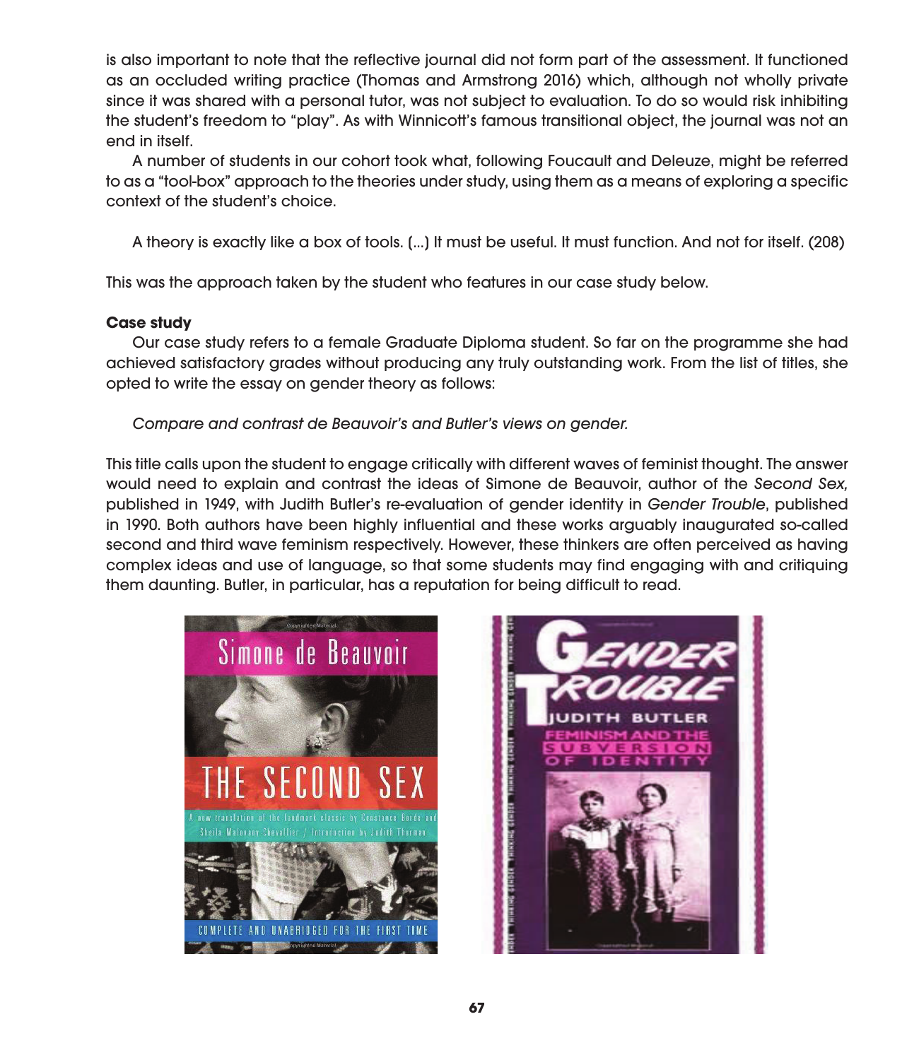is also important to note that the reflective journal did not form part of the assessment. It functioned as an occluded writing practice (Thomas and Armstrong 2016) which, although not wholly private since it was shared with a personal tutor, was not subject to evaluation. To do so would risk inhibiting the student's freedom to "play". As with Winnicott's famous transitional object, the journal was not an end in itself.

A number of students in our cohort took what, following Foucault and Deleuze, might be referred to as a "tool-box" approach to the theories under study, using them as a means of exploring a specific context of the student's choice.

> A theory is exactly like a box of tools. (...) It must be useful. It must function. And not for itself. (208)

This was the approach taken by the student who features in our case study below.

**Case study**

Our case study refers to a female Graduate Diploma student. So far on the programme she had achieved satisfactory grades without producing any truly outstanding work. From the list of titles, she opted to write the essay on gender theory as follows:

> *Compare and contrast de Beauvoir's and Butler's views on gender.*

This title calls upon the student to engage critically with different waves of feminist thought. The answer would need to explain and contrast the ideas of Simone de Beauvoir, author of the *Second Sex,* published in 1949, with Judith Butler's re-evaluation of gender identity in *Gender Trouble*, published in 1990. Both authors have been highly influential and these works arguably inaugurated so-called second and third wave feminism respectively. However, these thinkers are often perceived as having complex ideas and use of language, so that some students may find engaging with and critiquing them daunting. Butler, in particular, has a reputation for being difficult to read.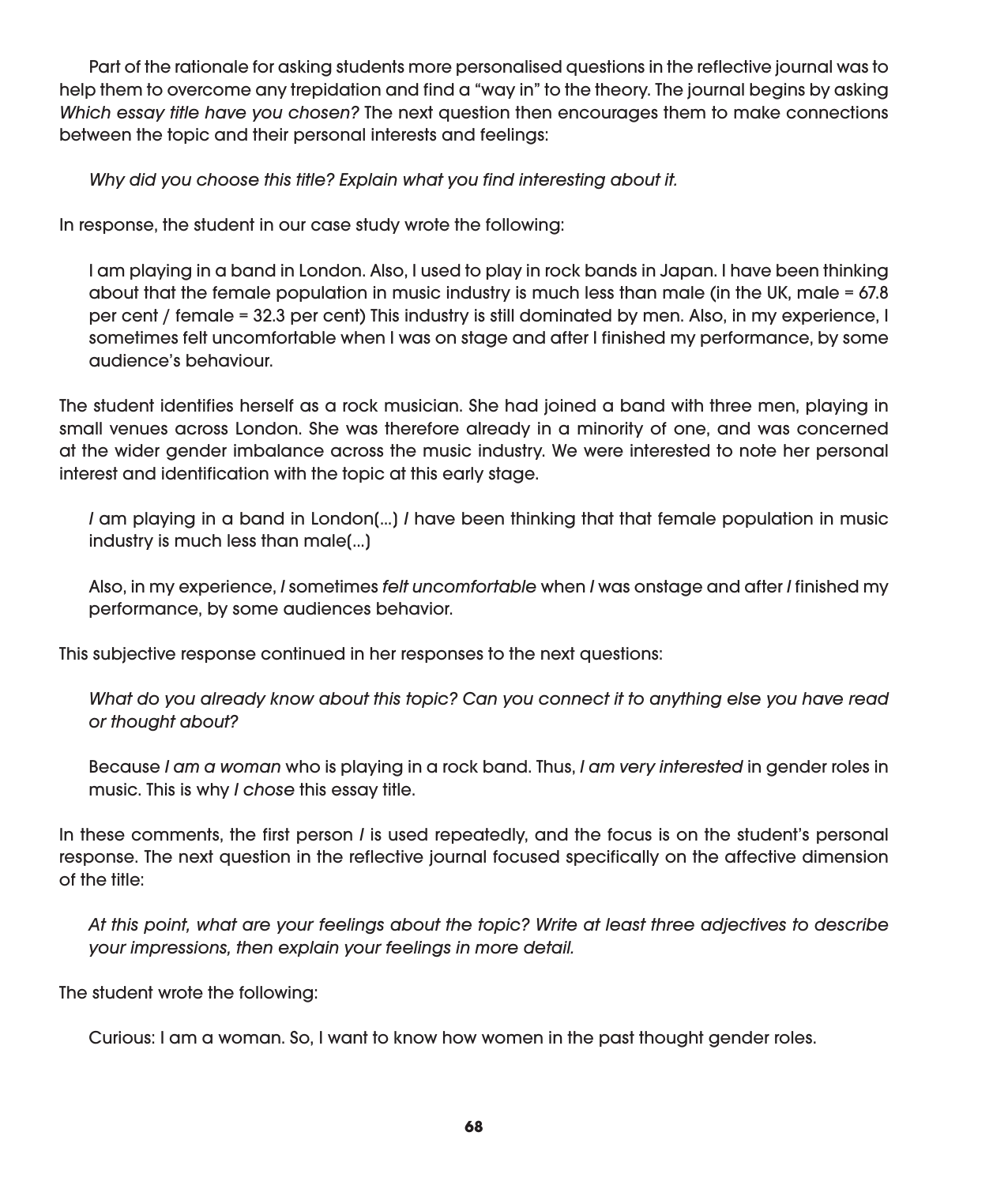Part of the rationale for asking students more personalised questions in the reflective journal was to help them to overcome any trepidation and find a "way in" to the theory. The journal begins by asking *Which essay title have you chosen?* The next question then encourages them to make connections between the topic and their personal interests and feelings:

> *Why did you choose this title? Explain what you find interesting about it.*

In response, the student in our case study wrote the following:

> I am playing in a band in London. Also, I used to play in rock bands in Japan. I have been thinking about that the female population in music industry is much less than male (in the UK, male = 67.8 per cent / female = 32.3 per cent) This industry is still dominated by men. Also, in my experience, I sometimes felt uncomfortable when I was on stage and after I finished my performance, by some audience's behaviour.

The student identifies herself as a rock musician. She had joined a band with three men, playing in small venues across London. She was therefore already in a minority of one, and was concerned at the wider gender imbalance across the music industry. We were interested to note her personal interest and identification with the topic at this early stage.

> *I* am playing in a band in London(...) *I* have been thinking that that female population in music industry is much less than male(...)
>
> Also, in my experience, *I* sometimes *felt uncomfortable* when *I* was onstage and after *I* finished my performance, by some audiences behavior.

This subjective response continued in her responses to the next questions:

> *What do you already know about this topic? Can you connect it to anything else you have read or thought about?*
>
> Because *I am a woman* who is playing in a rock band. Thus, *I am very interested* in gender roles in music. This is why *I chose* this essay title.

In these comments, the first person *I* is used repeatedly, and the focus is on the student's personal response. The next question in the reflective journal focused specifically on the affective dimension of the title:

> *At this point, what are your feelings about the topic? Write at least three adjectives to describe your impressions, then explain your feelings in more detail.*

The student wrote the following:

> Curious: I am a woman. So, I want to know how women in the past thought gender roles.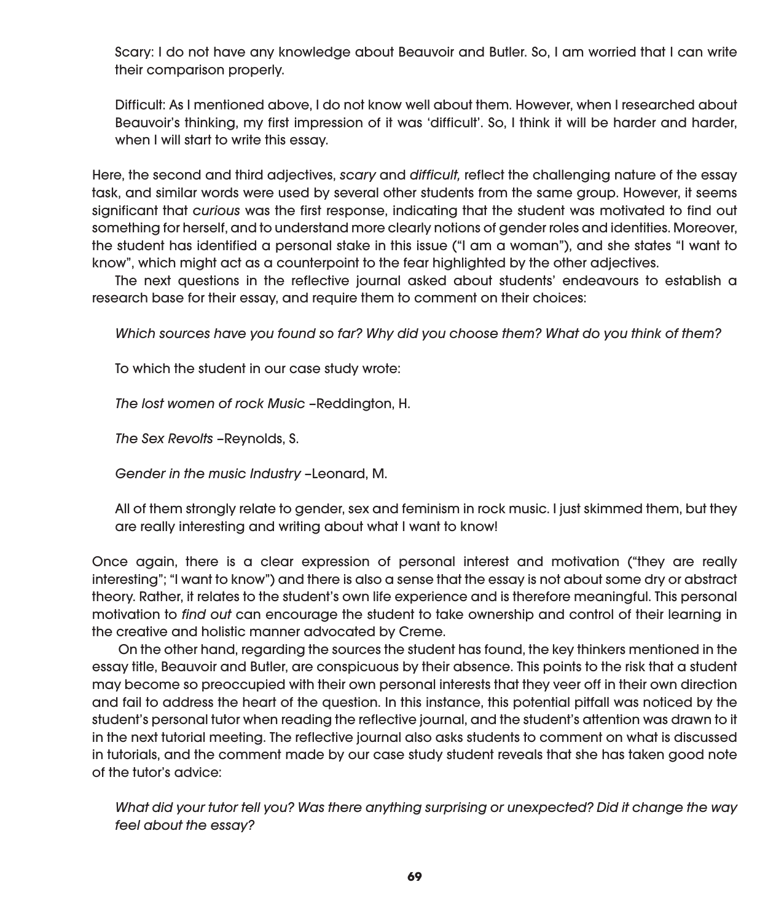Scary: I do not have any knowledge about Beauvoir and Butler. So, I am worried that I can write their comparison properly.

Difficult: As I mentioned above, I do not know well about them. However, when I researched about Beauvoir's thinking, my first impression of it was 'difficult'. So, I think it will be harder and harder, when I will start to write this essay.

Here, the second and third adjectives, *scary* and *difficult,* reflect the challenging nature of the essay task, and similar words were used by several other students from the same group. However, it seems significant that *curious* was the first response, indicating that the student was motivated to find out something for herself, and to understand more clearly notions of gender roles and identities. Moreover, the student has identified a personal stake in this issue ("I am a woman"), and she states "I want to know", which might act as a counterpoint to the fear highlighted by the other adjectives.

The next questions in the reflective journal asked about students' endeavours to establish a research base for their essay, and require them to comment on their choices:

*Which sources have you found so far? Why did you choose them? What do you think of them?*

To which the student in our case study wrote:

*The lost women of rock Music* –Reddington, H.

*The Sex Revolts* –Reynolds, S.

*Gender in the music Industry* –Leonard, M.

All of them strongly relate to gender, sex and feminism in rock music. I just skimmed them, but they are really interesting and writing about what I want to know!

Once again, there is a clear expression of personal interest and motivation ("they are really interesting"; "I want to know") and there is also a sense that the essay is not about some dry or abstract theory. Rather, it relates to the student's own life experience and is therefore meaningful. This personal motivation to *find out* can encourage the student to take ownership and control of their learning in the creative and holistic manner advocated by Creme.

On the other hand, regarding the sources the student has found, the key thinkers mentioned in the essay title, Beauvoir and Butler, are conspicuous by their absence. This points to the risk that a student may become so preoccupied with their own personal interests that they veer off in their own direction and fail to address the heart of the question. In this instance, this potential pitfall was noticed by the student's personal tutor when reading the reflective journal, and the student's attention was drawn to it in the next tutorial meeting. The reflective journal also asks students to comment on what is discussed in tutorials, and the comment made by our case study student reveals that she has taken good note of the tutor's advice:

*What did your tutor tell you? Was there anything surprising or unexpected? Did it change the way feel about the essay?*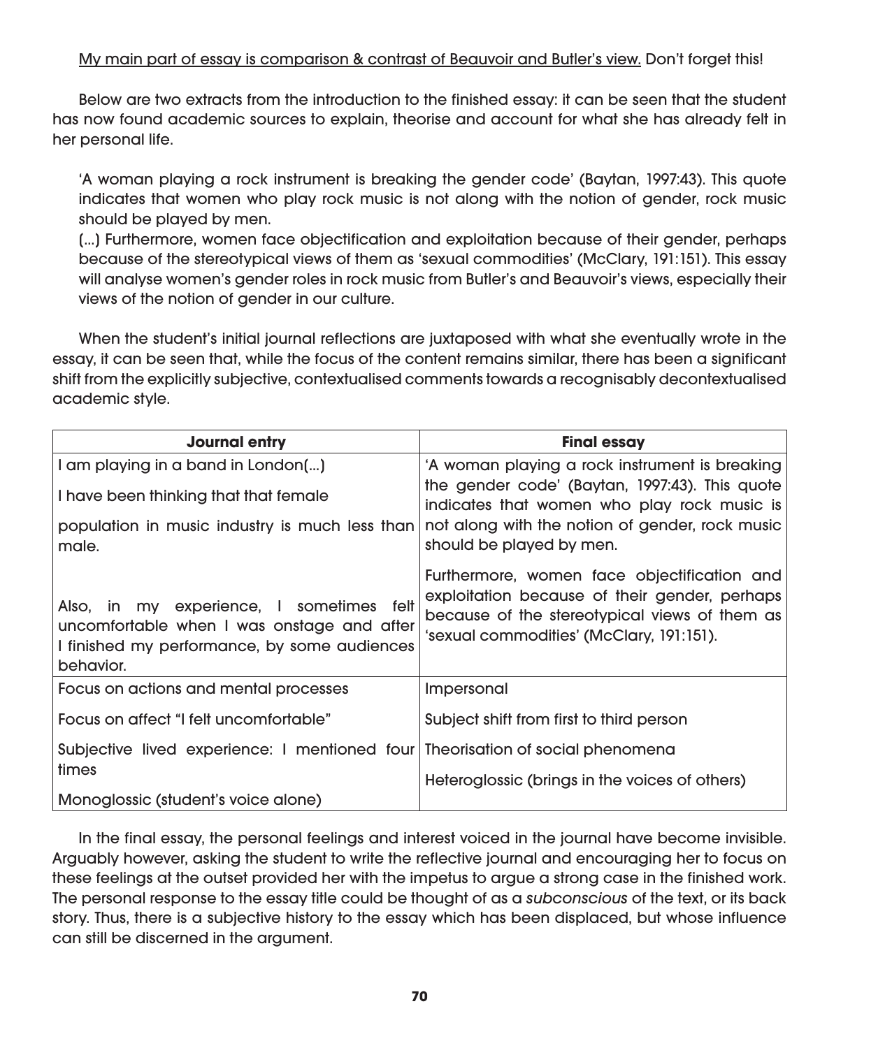My main part of essay is comparison & contrast of Beauvoir and Butler's view. Don't forget this!

Below are two extracts from the introduction to the finished essay: it can be seen that the student has now found academic sources to explain, theorise and account for what she has already felt in her personal life.

> 'A woman playing a rock instrument is breaking the gender code' (Baytan, 1997:43). This quote indicates that women who play rock music is not along with the notion of gender, rock music should be played by men.
> (...) Furthermore, women face objectification and exploitation because of their gender, perhaps because of the stereotypical views of them as 'sexual commodities' (McClary, 191:151). This essay will analyse women's gender roles in rock music from Butler's and Beauvoir's views, especially their views of the notion of gender in our culture.

When the student's initial journal reflections are juxtaposed with what she eventually wrote in the essay, it can be seen that, while the focus of the content remains similar, there has been a significant shift from the explicitly subjective, contextualised comments towards a recognisably decontextualised academic style.

| **Journal entry** | **Final essay** |
|---|---|
| I am playing in a band in London(...)<br>I have been thinking that that female<br>population in music industry is much less than male. | 'A woman playing a rock instrument is breaking the gender code' (Baytan, 1997:43). This quote indicates that women who play rock music is not along with the notion of gender, rock music should be played by men. |
| Also, in my experience, I sometimes felt uncomfortable when I was onstage and after I finished my performance, by some audiences behavior. | Furthermore, women face objectification and exploitation because of their gender, perhaps because of the stereotypical views of them as 'sexual commodities' (McClary, 191:151). |
| Focus on actions and mental processes<br>Focus on affect "I felt uncomfortable"<br>Subjective lived experience: I mentioned four times<br>Monoglossic (student's voice alone) | Impersonal<br>Subject shift from first to third person<br>Theorisation of social phenomena<br>Heteroglossic (brings in the voices of others) |

In the final essay, the personal feelings and interest voiced in the journal have become invisible. Arguably however, asking the student to write the reflective journal and encouraging her to focus on these feelings at the outset provided her with the impetus to argue a strong case in the finished work. The personal response to the essay title could be thought of as a *subconscious* of the text, or its back story. Thus, there is a subjective history to the essay which has been displaced, but whose influence can still be discerned in the argument.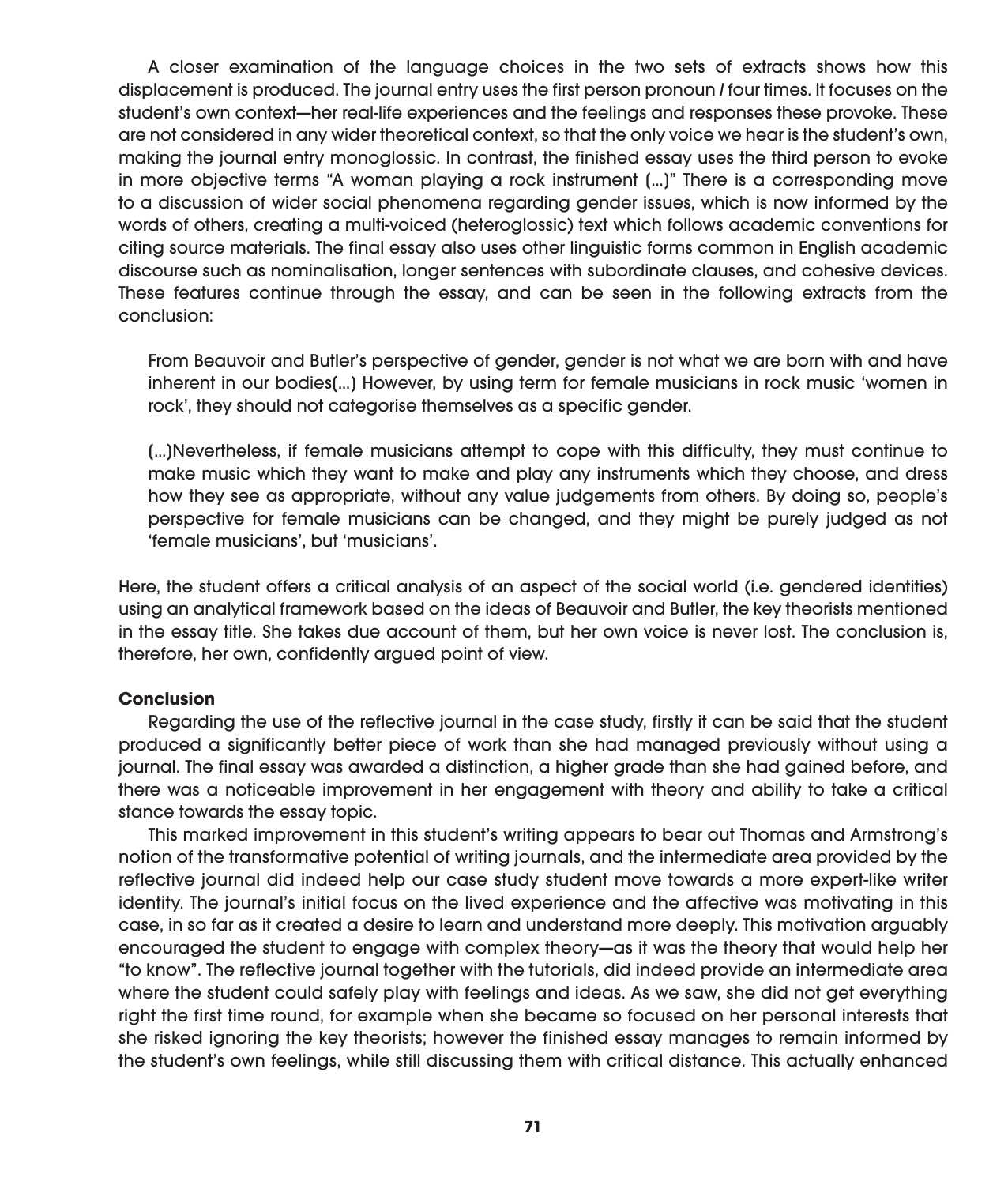A closer examination of the language choices in the two sets of extracts shows how this displacement is produced. The journal entry uses the first person pronoun *I* four times. It focuses on the student's own context—her real-life experiences and the feelings and responses these provoke. These are not considered in any wider theoretical context, so that the only voice we hear is the student's own, making the journal entry monoglossic. In contrast, the finished essay uses the third person to evoke in more objective terms "A woman playing a rock instrument (...)" There is a corresponding move to a discussion of wider social phenomena regarding gender issues, which is now informed by the words of others, creating a multi-voiced (heteroglossic) text which follows academic conventions for citing source materials. The final essay also uses other linguistic forms common in English academic discourse such as nominalisation, longer sentences with subordinate clauses, and cohesive devices. These features continue through the essay, and can be seen in the following extracts from the conclusion:

> From Beauvoir and Butler's perspective of gender, gender is not what we are born with and have inherent in our bodies(...) However, by using term for female musicians in rock music 'women in rock', they should not categorise themselves as a specific gender.
>
> (...)Nevertheless, if female musicians attempt to cope with this difficulty, they must continue to make music which they want to make and play any instruments which they choose, and dress how they see as appropriate, without any value judgements from others. By doing so, people's perspective for female musicians can be changed, and they might be purely judged as not 'female musicians', but 'musicians'.

Here, the student offers a critical analysis of an aspect of the social world (i.e. gendered identities) using an analytical framework based on the ideas of Beauvoir and Butler, the key theorists mentioned in the essay title. She takes due account of them, but her own voice is never lost. The conclusion is, therefore, her own, confidently argued point of view.

## Conclusion

Regarding the use of the reflective journal in the case study, firstly it can be said that the student produced a significantly better piece of work than she had managed previously without using a journal. The final essay was awarded a distinction, a higher grade than she had gained before, and there was a noticeable improvement in her engagement with theory and ability to take a critical stance towards the essay topic.

This marked improvement in this student's writing appears to bear out Thomas and Armstrong's notion of the transformative potential of writing journals, and the intermediate area provided by the reflective journal did indeed help our case study student move towards a more expert-like writer identity. The journal's initial focus on the lived experience and the affective was motivating in this case, in so far as it created a desire to learn and understand more deeply. This motivation arguably encouraged the student to engage with complex theory—as it was the theory that would help her "to know". The reflective journal together with the tutorials, did indeed provide an intermediate area where the student could safely play with feelings and ideas. As we saw, she did not get everything right the first time round, for example when she became so focused on her personal interests that she risked ignoring the key theorists; however the finished essay manages to remain informed by the student's own feelings, while still discussing them with critical distance. This actually enhanced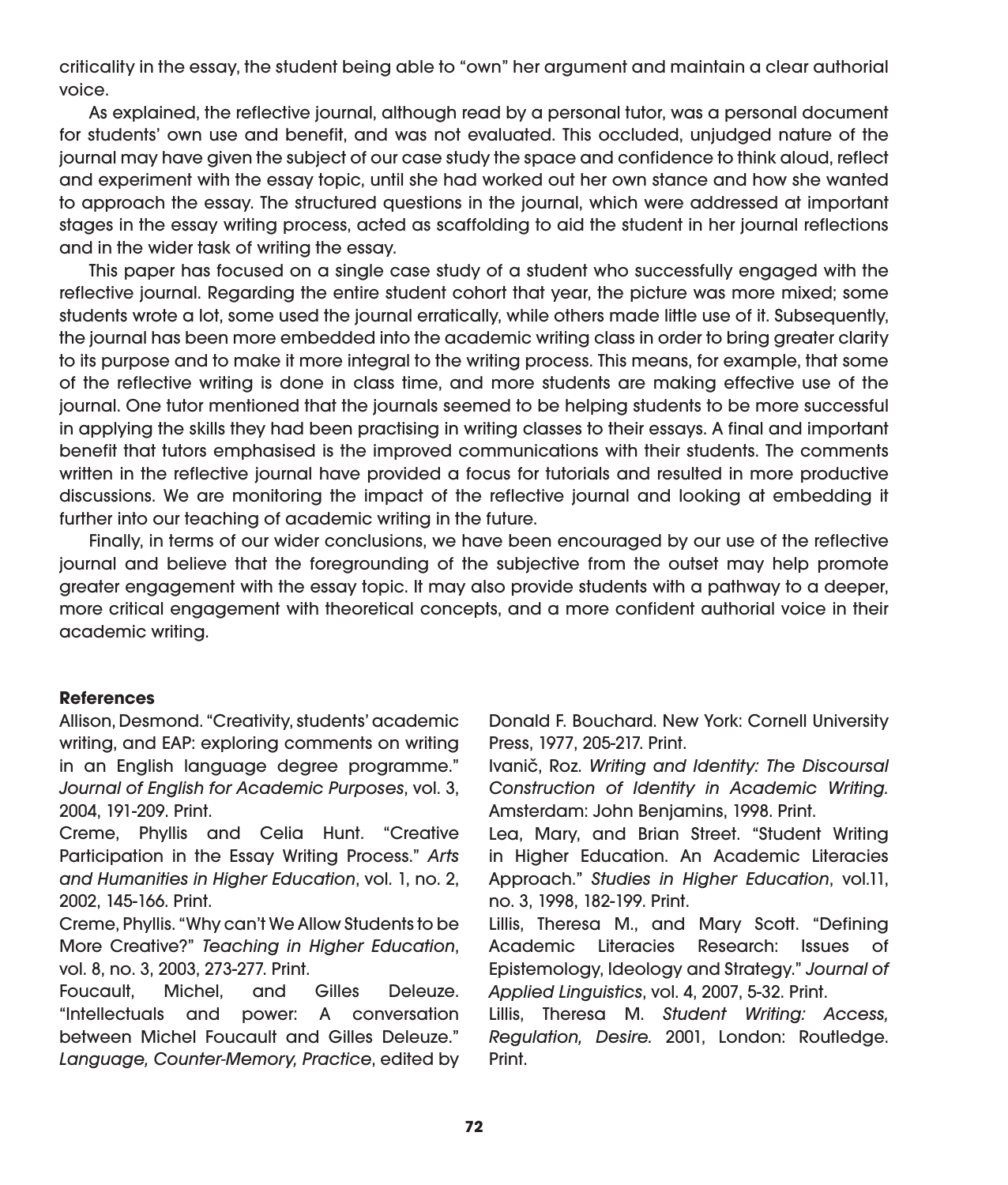criticality in the essay, the student being able to "own" her argument and maintain a clear authorial voice.

As explained, the reflective journal, although read by a personal tutor, was a personal document for students' own use and benefit, and was not evaluated. This occluded, unjudged nature of the journal may have given the subject of our case study the space and confidence to think aloud, reflect and experiment with the essay topic, until she had worked out her own stance and how she wanted to approach the essay. The structured questions in the journal, which were addressed at important stages in the essay writing process, acted as scaffolding to aid the student in her journal reflections and in the wider task of writing the essay.

This paper has focused on a single case study of a student who successfully engaged with the reflective journal. Regarding the entire student cohort that year, the picture was more mixed; some students wrote a lot, some used the journal erratically, while others made little use of it. Subsequently, the journal has been more embedded into the academic writing class in order to bring greater clarity to its purpose and to make it more integral to the writing process. This means, for example, that some of the reflective writing is done in class time, and more students are making effective use of the journal. One tutor mentioned that the journals seemed to be helping students to be more successful in applying the skills they had been practising in writing classes to their essays. A final and important benefit that tutors emphasised is the improved communications with their students. The comments written in the reflective journal have provided a focus for tutorials and resulted in more productive discussions. We are monitoring the impact of the reflective journal and looking at embedding it further into our teaching of academic writing in the future.

Finally, in terms of our wider conclusions, we have been encouraged by our use of the reflective journal and believe that the foregrounding of the subjective from the outset may help promote greater engagement with the essay topic. It may also provide students with a pathway to a deeper, more critical engagement with theoretical concepts, and a more confident authorial voice in their academic writing.

**References**

Allison, Desmond. "Creativity, students' academic writing, and EAP: exploring comments on writing in an English language degree programme." *Journal of English for Academic Purposes*, vol. 3, 2004, 191-209. Print.

Creme, Phyllis and Celia Hunt. "Creative Participation in the Essay Writing Process." *Arts and Humanities in Higher Education*, vol. 1, no. 2, 2002, 145-166. Print.

Creme, Phyllis. "Why can't We Allow Students to be More Creative?" *Teaching in Higher Education*, vol. 8, no. 3, 2003, 273-277. Print.

Foucault, Michel, and Gilles Deleuze. "Intellectuals and power: A conversation between Michel Foucault and Gilles Deleuze." *Language, Counter-Memory, Practice*, edited by Donald F. Bouchard. New York: Cornell University Press, 1977, 205-217. Print.

Ivanič, Roz. *Writing and Identity: The Discoursal Construction of Identity in Academic Writing.* Amsterdam: John Benjamins, 1998. Print.

Lea, Mary, and Brian Street. "Student Writing in Higher Education. An Academic Literacies Approach." *Studies in Higher Education*, vol.11, no. 3, 1998, 182-199. Print.

Lillis, Theresa M., and Mary Scott. "Defining Academic Literacies Research: Issues of Epistemology, Ideology and Strategy." *Journal of Applied Linguistics*, vol. 4, 2007, 5-32. Print.

Lillis, Theresa M. *Student Writing: Access, Regulation, Desire.* 2001, London: Routledge. Print.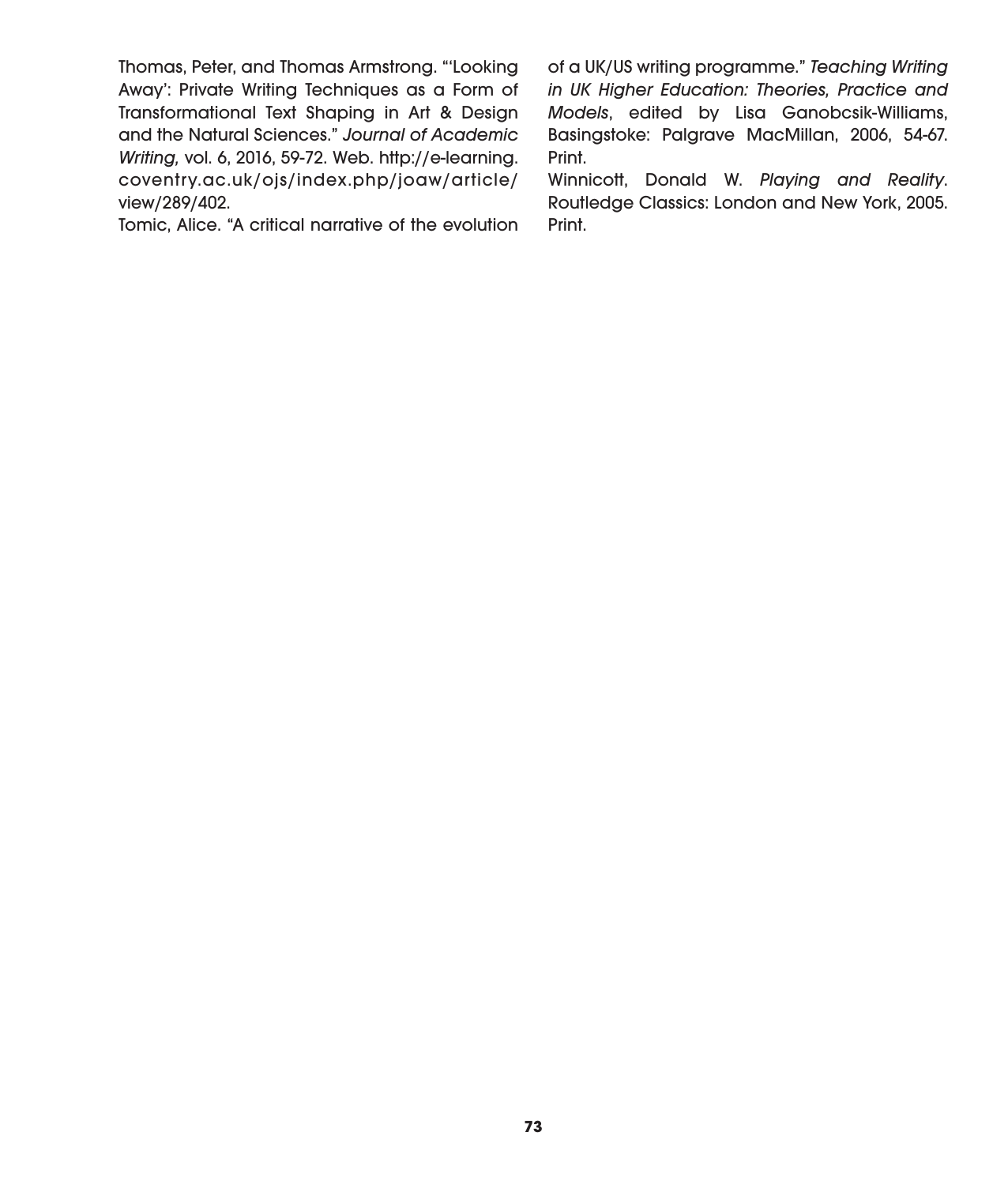Thomas, Peter, and Thomas Armstrong. "'Looking Away': Private Writing Techniques as a Form of Transformational Text Shaping in Art & Design and the Natural Sciences." *Journal of Academic Writing,* vol. 6, 2016, 59-72. Web. http://e-learning.coventry.ac.uk/ojs/index.php/joaw/article/view/289/402.

Tomic, Alice. "A critical narrative of the evolution of a UK/US writing programme." *Teaching Writing in UK Higher Education: Theories, Practice and Models*, edited by Lisa Ganobcsik-Williams, Basingstoke: Palgrave MacMillan, 2006, 54-67. Print.

Winnicott, Donald W. *Playing and Reality*. Routledge Classics: London and New York, 2005. Print.